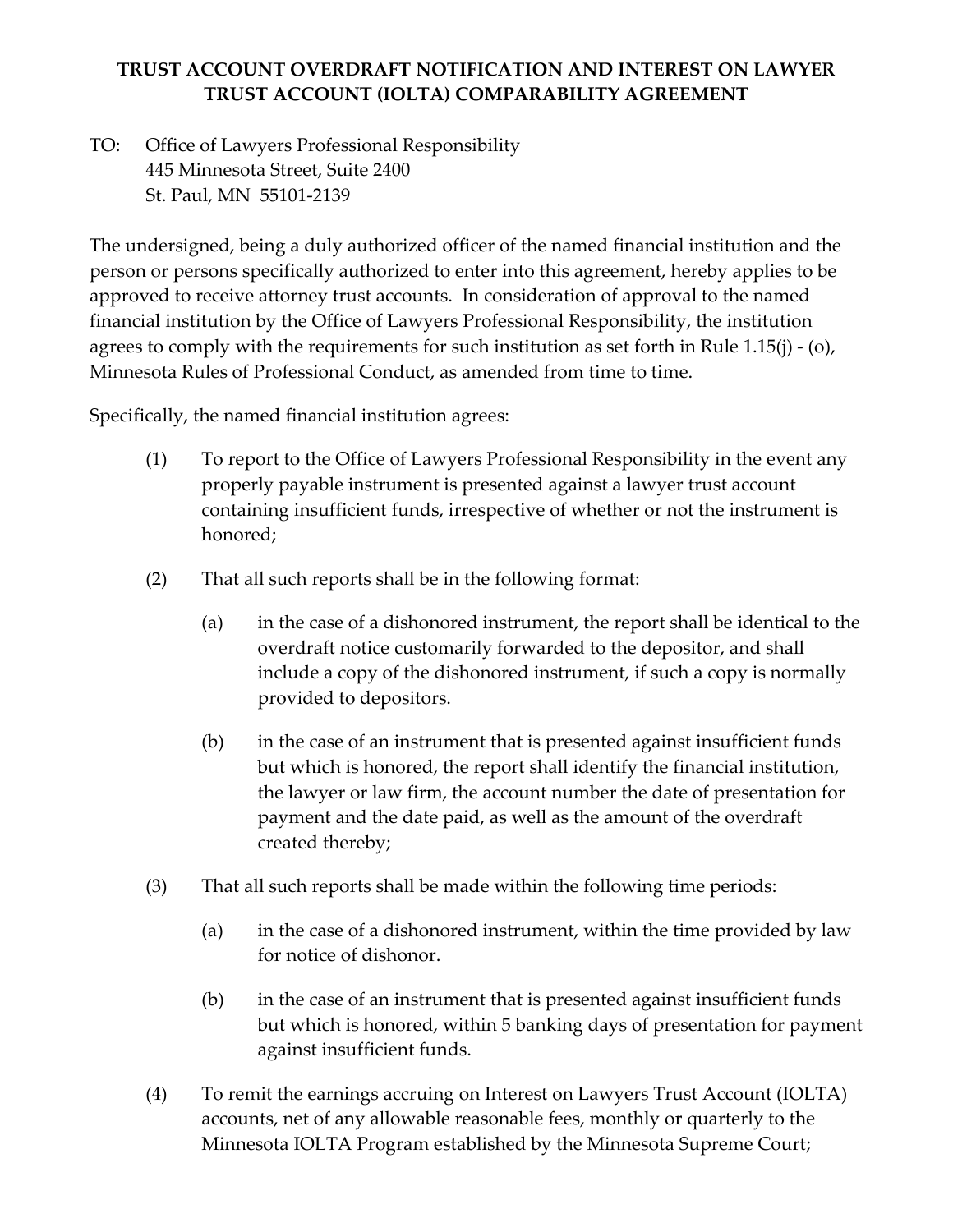# TRUST ACCOUNT OVERDRAFT NOTIFICATION AND INTEREST ON LAWYER TRUST ACCOUNT (IOLTA) COMPARABILITY AGREEMENT

TO: Office of Lawyers Professional Responsibility
445 Minnesota Street, Suite 2400
St. Paul, MN 55101-2139

The undersigned, being a duly authorized officer of the named financial institution and the person or persons specifically authorized to enter into this agreement, hereby applies to be approved to receive attorney trust accounts. In consideration of approval to the named financial institution by the Office of Lawyers Professional Responsibility, the institution agrees to comply with the requirements for such institution as set forth in Rule 1.15(j) - (o), Minnesota Rules of Professional Conduct, as amended from time to time.

Specifically, the named financial institution agrees:

(1) To report to the Office of Lawyers Professional Responsibility in the event any properly payable instrument is presented against a lawyer trust account containing insufficient funds, irrespective of whether or not the instrument is honored;

(2) That all such reports shall be in the following format:

  (a) in the case of a dishonored instrument, the report shall be identical to the overdraft notice customarily forwarded to the depositor, and shall include a copy of the dishonored instrument, if such a copy is normally provided to depositors.

  (b) in the case of an instrument that is presented against insufficient funds but which is honored, the report shall identify the financial institution, the lawyer or law firm, the account number the date of presentation for payment and the date paid, as well as the amount of the overdraft created thereby;

(3) That all such reports shall be made within the following time periods:

  (a) in the case of a dishonored instrument, within the time provided by law for notice of dishonor.

  (b) in the case of an instrument that is presented against insufficient funds but which is honored, within 5 banking days of presentation for payment against insufficient funds.

(4) To remit the earnings accruing on Interest on Lawyers Trust Account (IOLTA) accounts, net of any allowable reasonable fees, monthly or quarterly to the Minnesota IOLTA Program established by the Minnesota Supreme Court;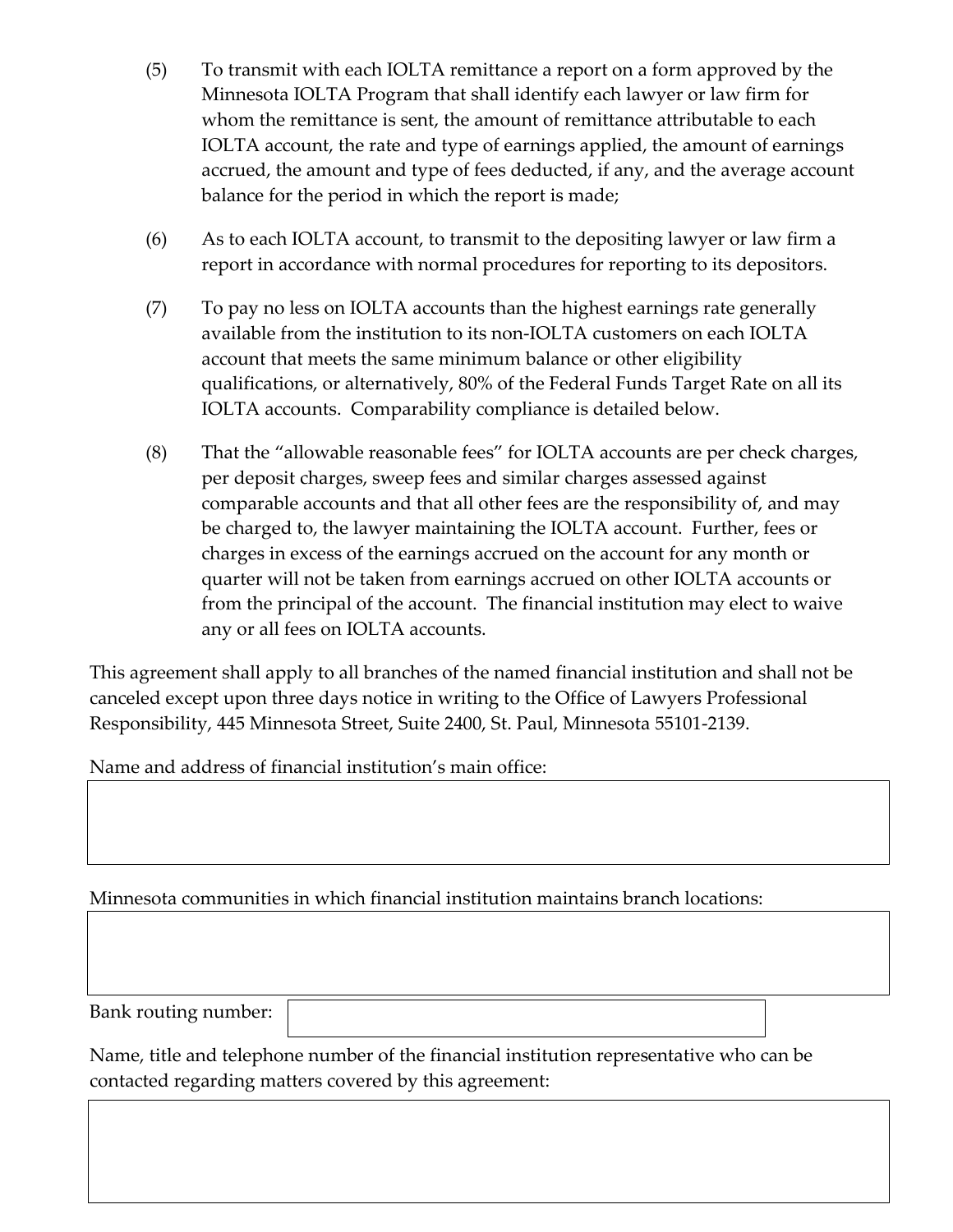(5) To transmit with each IOLTA remittance a report on a form approved by the Minnesota IOLTA Program that shall identify each lawyer or law firm for whom the remittance is sent, the amount of remittance attributable to each IOLTA account, the rate and type of earnings applied, the amount of earnings accrued, the amount and type of fees deducted, if any, and the average account balance for the period in which the report is made;

(6) As to each IOLTA account, to transmit to the depositing lawyer or law firm a report in accordance with normal procedures for reporting to its depositors.

(7) To pay no less on IOLTA accounts than the highest earnings rate generally available from the institution to its non-IOLTA customers on each IOLTA account that meets the same minimum balance or other eligibility qualifications, or alternatively, 80% of the Federal Funds Target Rate on all its IOLTA accounts. Comparability compliance is detailed below.

(8) That the "allowable reasonable fees" for IOLTA accounts are per check charges, per deposit charges, sweep fees and similar charges assessed against comparable accounts and that all other fees are the responsibility of, and may be charged to, the lawyer maintaining the IOLTA account. Further, fees or charges in excess of the earnings accrued on the account for any month or quarter will not be taken from earnings accrued on other IOLTA accounts or from the principal of the account. The financial institution may elect to waive any or all fees on IOLTA accounts.

This agreement shall apply to all branches of the named financial institution and shall not be canceled except upon three days notice in writing to the Office of Lawyers Professional Responsibility, 445 Minnesota Street, Suite 2400, St. Paul, Minnesota 55101-2139.

Name and address of financial institution's main office:

Minnesota communities in which financial institution maintains branch locations:

Bank routing number:

Name, title and telephone number of the financial institution representative who can be contacted regarding matters covered by this agreement: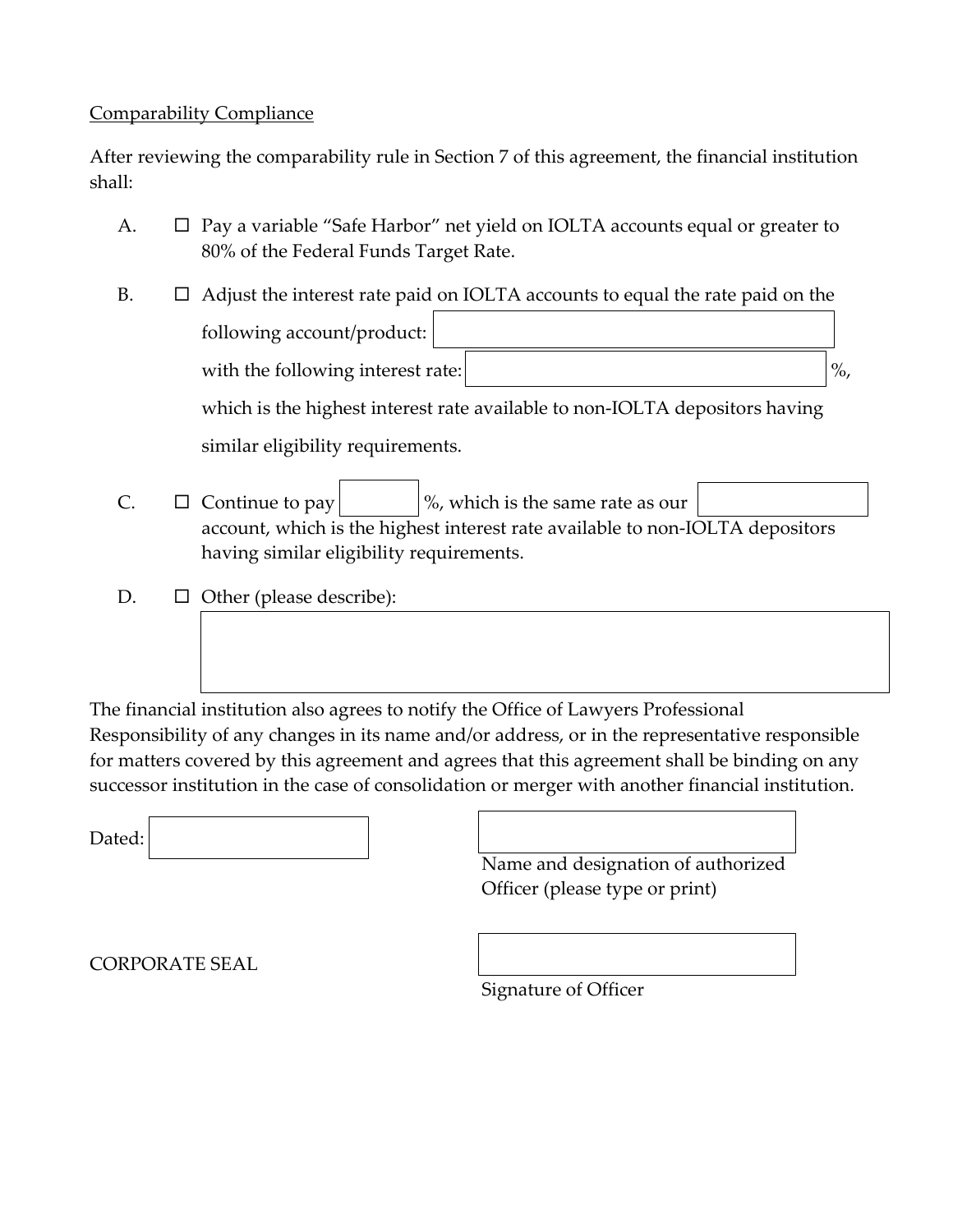Comparability Compliance

After reviewing the comparability rule in Section 7 of this agreement, the financial institution shall:

A. ☐ Pay a variable "Safe Harbor" net yield on IOLTA accounts equal or greater to 80% of the Federal Funds Target Rate.

B. ☐ Adjust the interest rate paid on IOLTA accounts to equal the rate paid on the following account/product: ______________________
with the following interest rate: ______________________ %,
which is the highest interest rate available to non-IOLTA depositors having similar eligibility requirements.

C. ☐ Continue to pay ________ %, which is the same rate as our ______________ account, which is the highest interest rate available to non-IOLTA depositors having similar eligibility requirements.

D. ☐ Other (please describe):

______________________________________________

The financial institution also agrees to notify the Office of Lawyers Professional Responsibility of any changes in its name and/or address, or in the representative responsible for matters covered by this agreement and agrees that this agreement shall be binding on any successor institution in the case of consolidation or merger with another financial institution.

Dated: ______________________

______________________
Name and designation of authorized Officer (please type or print)

CORPORATE SEAL

______________________
Signature of Officer